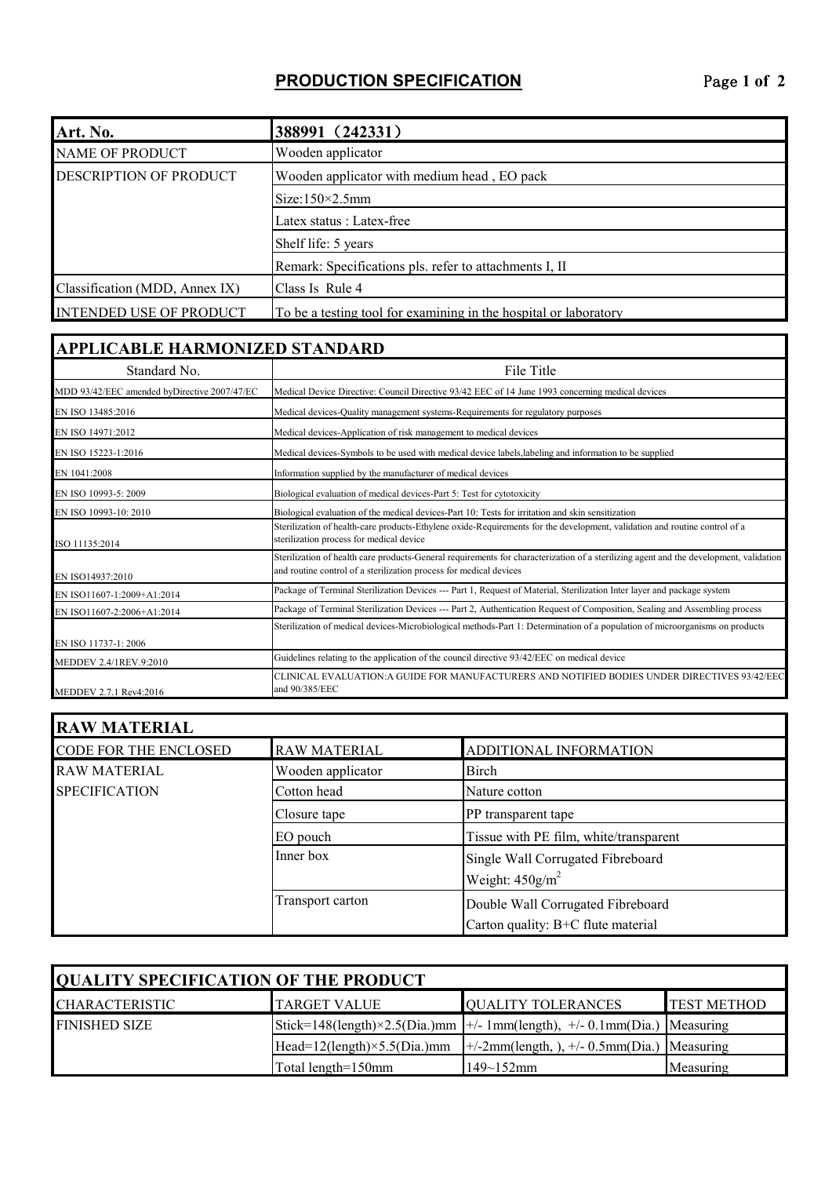# PRODUCTION SPECIFICATION

| Art. No. | 388991（242331） |
|---|---|
| NAME OF PRODUCT | Wooden applicator |
| DESCRIPTION OF PRODUCT | Wooden applicator with medium head , EO pack |
| | Size:150×2.5mm |
| | Latex status : Latex-free |
| | Shelf life: 5 years |
| | Remark: Specifications pls. refer to attachments I, II |
| Classification (MDD, Annex IX) | Class Is Rule 4 |
| INTENDED USE OF PRODUCT | To be a testing tool for examining in the hospital or laboratory |

## APPLICABLE HARMONIZED STANDARD

| Standard No. | File Title |
|---|---|
| MDD 93/42/EEC amended byDirective 2007/47/EC | Medical Device Directive: Council Directive 93/42 EEC of 14 June 1993 concerning medical devices |
| EN ISO 13485:2016 | Medical devices-Quality management systems-Requirements for regulatory purposes |
| EN ISO 14971:2012 | Medical devices-Application of risk management to medical devices |
| EN ISO 15223-1:2016 | Medical devices-Symbols to be used with medical device labels,labeling and information to be supplied |
| EN 1041:2008 | Information supplied by the manufacturer of medical devices |
| EN ISO 10993-5: 2009 | Biological evaluation of medical devices-Part 5: Test for cytotoxicity |
| EN ISO 10993-10: 2010 | Biological evaluation of the medical devices-Part 10: Tests for irritation and skin sensitization |
| ISO 11135:2014 | Sterilization of health-care products-Ethylene oxide-Requirements for the development, validation and routine control of a sterilization process for medical device |
| EN ISO14937:2010 | Sterilization of health care products-General requirements for characterization of a sterilizing agent and the development, validation and routine control of a sterilization process for medical devices |
| EN ISO11607-1:2009+A1:2014 | Package of Terminal Sterilization Devices --- Part 1, Request of Material, Sterilization Inter layer and package system |
| EN ISO11607-2:2006+A1:2014 | Package of Terminal Sterilization Devices --- Part 2, Authentication Request of Composition, Sealing and Assembling process |
| EN ISO 11737-1: 2006 | Sterilization of medical devices-Microbiological methods-Part 1: Determination of a population of microorganisms on products |
| MEDDEV 2.4/1REV.9:2010 | Guidelines relating to the application of the council directive 93/42/EEC on medical device |
| MEDDEV 2.7.1 Rev4:2016 | CLINICAL EVALUATION:A GUIDE FOR MANUFACTURERS AND NOTIFIED BODIES UNDER DIRECTIVES 93/42/EEC and 90/385/EEC |

## RAW MATERIAL

| CODE FOR THE ENCLOSED | RAW MATERIAL | ADDITIONAL INFORMATION |
|---|---|---|
| RAW MATERIAL SPECIFICATION | Wooden applicator | Birch |
| | Cotton head | Nature cotton |
| | Closure tape | PP transparent tape |
| | EO pouch | Tissue with PE film, white/transparent |
| | Inner box | Single Wall Corrugated Fibreboard Weight: 450g/m$^2$ |
| | Transport carton | Double Wall Corrugated Fibreboard Carton quality: B+C flute material |

## QUALITY SPECIFICATION OF THE PRODUCT

| CHARACTERISTIC | TARGET VALUE | QUALITY TOLERANCES | TEST METHOD |
|---|---|---|---|
| FINISHED SIZE | Stick=148(length)×2.5(Dia.)mm | +/- 1mm(length), +/- 0.1mm(Dia.) | Measuring |
| | Head=12(length)×5.5(Dia.)mm | +/-2mm(length, ), +/- 0.5mm(Dia.) | Measuring |
| | Total length=150mm | 149~152mm | Measuring |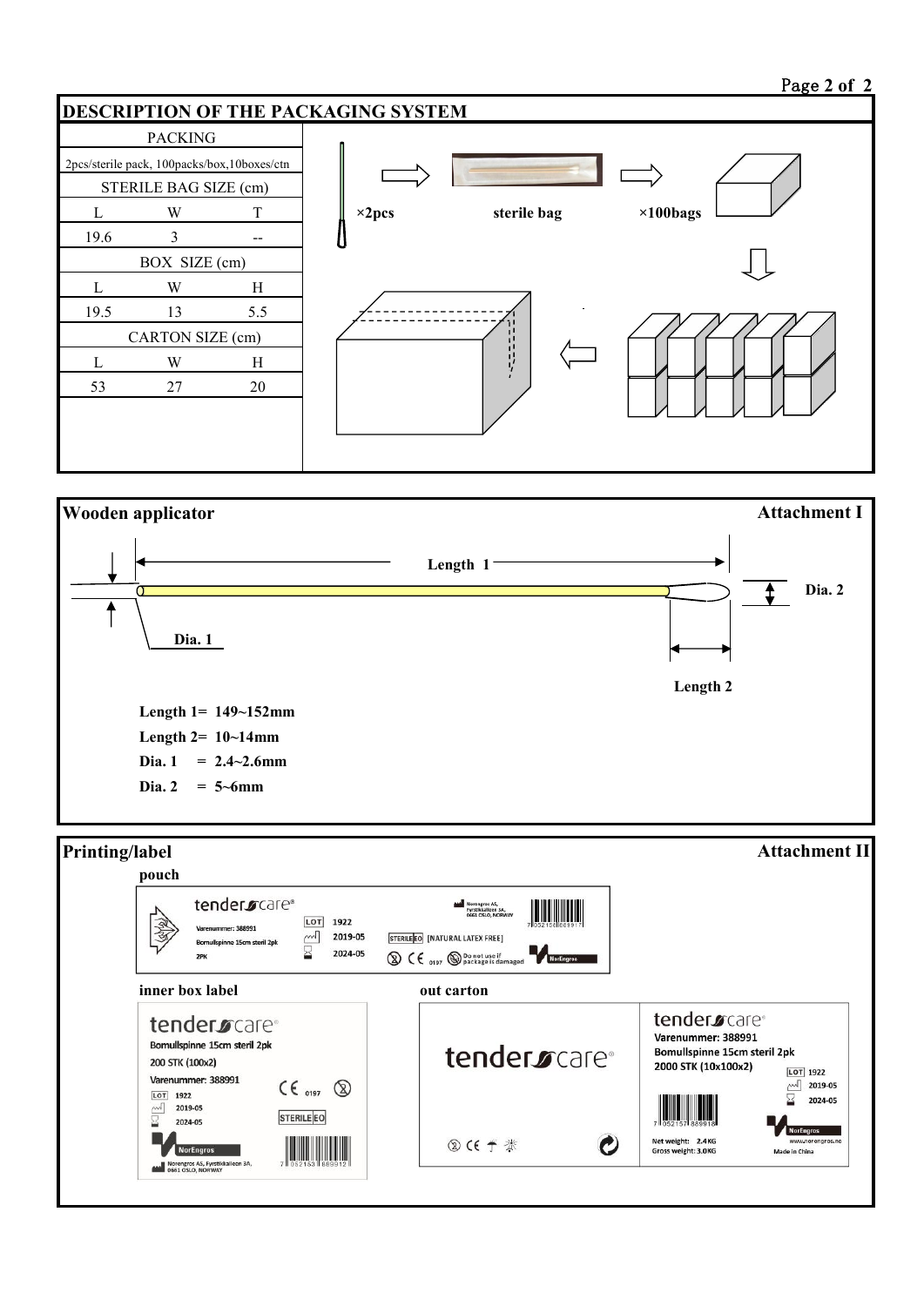## DESCRIPTION OF THE PACKAGING SYSTEM

| PACKING | | |
|---|---|---|
| 2pcs/sterile pack, 100packs/box,10boxes/ctn | | |
| STERILE BAG SIZE (cm) | | |
| L | W | T |
| 19.6 | 3 | -- |
| BOX SIZE (cm) | | |
| L | W | H |
| 19.5 | 13 | 5.5 |
| CARTON SIZE (cm) | | |
| L | W | H |
| 53 | 27 | 20 |

×2pcs

sterile bag

×100bags

## Wooden applicator

**Attachment I**

Length 1

Dia. 2

Dia. 1

Length 2

**Length 1= 149~152mm**

**Length 2= 10~14mm**

**Dia. 1 = 2.4~2.6mm**

**Dia. 2 = 5~6mm**

## Printing/label

**Attachment II**

**pouch**

tendercare®

Varenummer: 388991

Bomullspinne 15cm steril 2pk

2PK

LOT 1922

2019-05

2024-05

Norengros AS, Fyrstikkalleen 3A, 0661 OSLO, NORWAY

STERILE EO [NATURAL LATEX FREE]

CE 0197 Do not use if package is damaged

NorEngros

**inner box label**

tendercare®

Bomullspinne 15cm steril 2pk

200 STK (100x2)

Varenummer: 388991

LOT 1922

2019-05

2024-05

CE 0197

STERILE EO

NorEngros

Norengros AS, Fyrstikkalleen 3A, 0661 OSLO, NORWAY

**out carton**

tendercare®

tendercare®

Varenummer: 388991

Bomullspinne 15cm steril 2pk

2000 STK (10x100x2)

LOT 1922

2019-05

2024-05

NorEngros

Net weight: 2.4KG

Gross weight: 3.0KG

www.norengros.no

Made in China